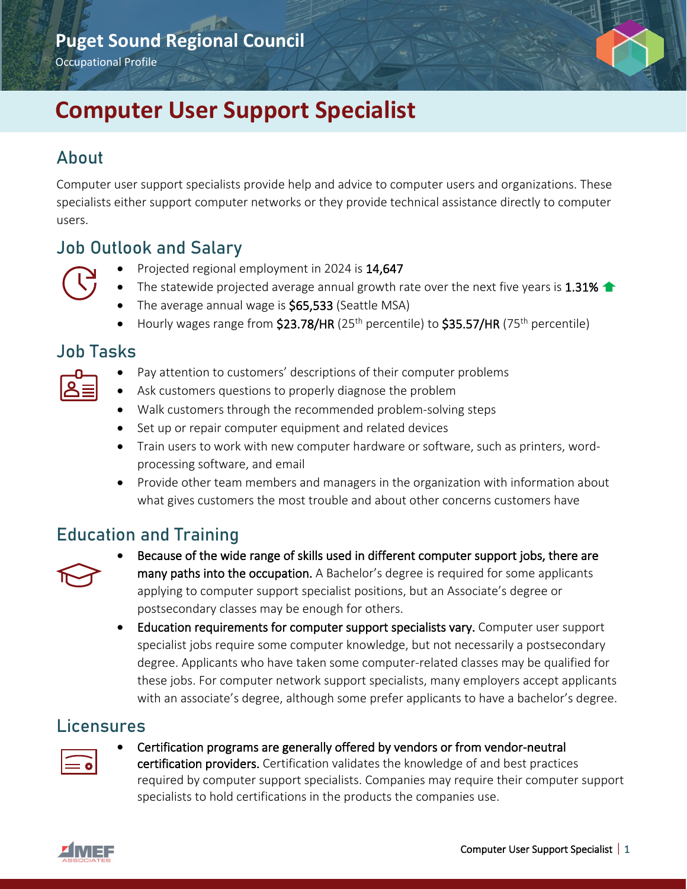# Puget Sound Regional Council

Occupational Profile

# Computer User Support Specialist

## About

Computer user support specialists provide help and advice to computer users and organizations. These specialists either support computer networks or they provide technical assistance directly to computer users.

## Job Outlook and Salary

- Projected regional employment in 2024 is **14,647**
- The statewide projected average annual growth rate over the next five years is **1.31%**
- The average annual wage is **$65,533** (Seattle MSA)
- Hourly wages range from **$23.78/HR** (25th percentile) to **$35.57/HR** (75th percentile)

## Job Tasks

- Pay attention to customers' descriptions of their computer problems
- Ask customers questions to properly diagnose the problem
- Walk customers through the recommended problem-solving steps
- Set up or repair computer equipment and related devices
- Train users to work with new computer hardware or software, such as printers, word-processing software, and email
- Provide other team members and managers in the organization with information about what gives customers the most trouble and about other concerns customers have

## Education and Training

- **Because of the wide range of skills used in different computer support jobs, there are many paths into the occupation.** A Bachelor's degree is required for some applicants applying to computer support specialist positions, but an Associate's degree or postsecondary classes may be enough for others.
- **Education requirements for computer support specialists vary.** Computer user support specialist jobs require some computer knowledge, but not necessarily a postsecondary degree. Applicants who have taken some computer-related classes may be qualified for these jobs. For computer network support specialists, many employers accept applicants with an associate's degree, although some prefer applicants to have a bachelor's degree.

## Licensures

- **Certification programs are generally offered by vendors or from vendor-neutral certification providers.** Certification validates the knowledge of and best practices required by computer support specialists. Companies may require their computer support specialists to hold certifications in the products the companies use.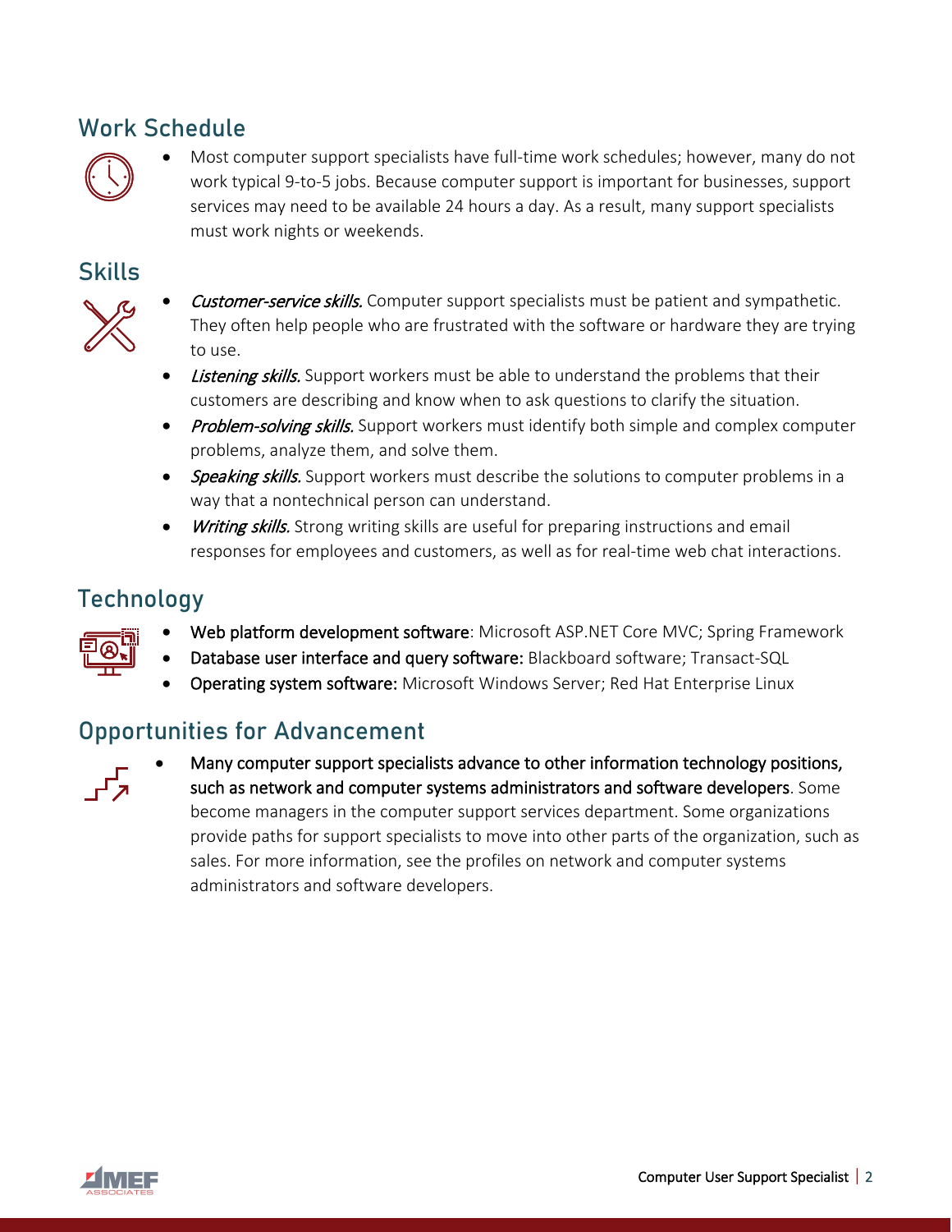## Work Schedule

- Most computer support specialists have full-time work schedules; however, many do not work typical 9-to-5 jobs. Because computer support is important for businesses, support services may need to be available 24 hours a day. As a result, many support specialists must work nights or weekends.

## Skills

- *Customer-service skills.* Computer support specialists must be patient and sympathetic. They often help people who are frustrated with the software or hardware they are trying to use.
- *Listening skills.* Support workers must be able to understand the problems that their customers are describing and know when to ask questions to clarify the situation.
- *Problem-solving skills.* Support workers must identify both simple and complex computer problems, analyze them, and solve them.
- *Speaking skills.* Support workers must describe the solutions to computer problems in a way that a nontechnical person can understand.
- *Writing skills.* Strong writing skills are useful for preparing instructions and email responses for employees and customers, as well as for real-time web chat interactions.

## Technology

- Web platform development software: Microsoft ASP.NET Core MVC; Spring Framework
- Database user interface and query software: Blackboard software; Transact-SQL
- Operating system software: Microsoft Windows Server; Red Hat Enterprise Linux

## Opportunities for Advancement

- Many computer support specialists advance to other information technology positions, such as network and computer systems administrators and software developers. Some become managers in the computer support services department. Some organizations provide paths for support specialists to move into other parts of the organization, such as sales. For more information, see the profiles on network and computer systems administrators and software developers.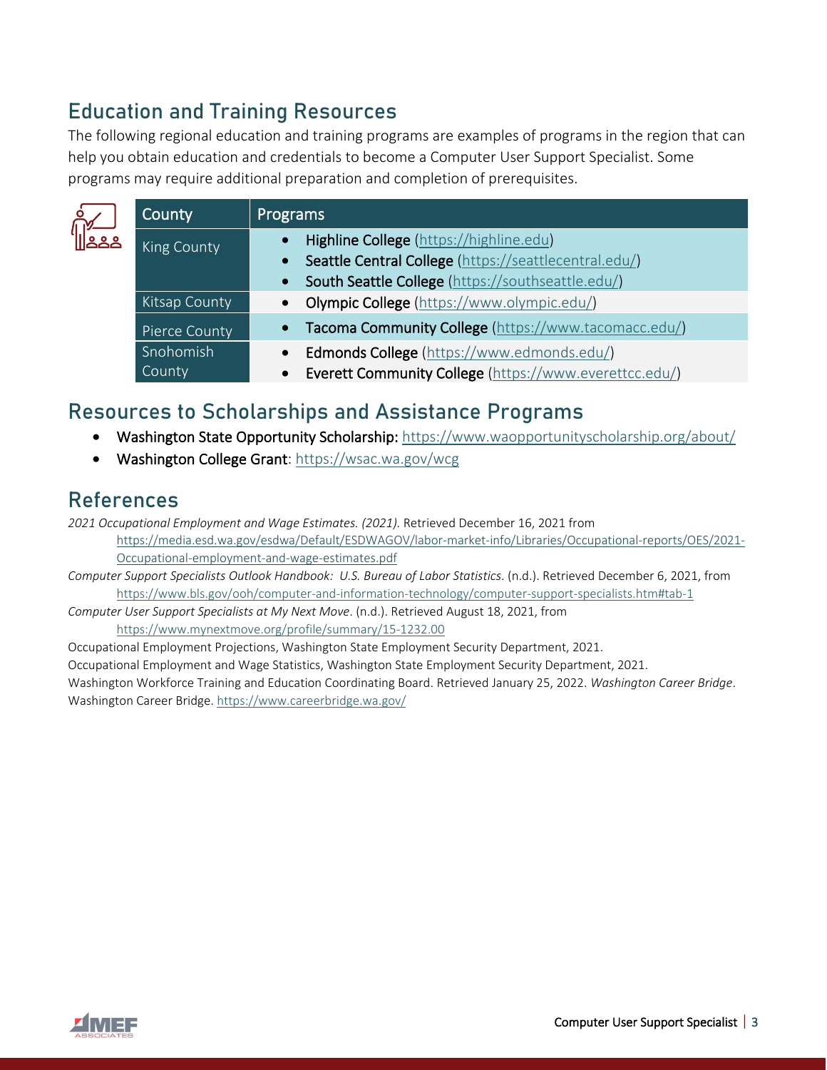## Education and Training Resources

The following regional education and training programs are examples of programs in the region that can help you obtain education and credentials to become a Computer User Support Specialist. Some programs may require additional preparation and completion of prerequisites.

| County | Programs |
|---|---|
| King County | • **Highline College** (https://highline.edu)<br>• **Seattle Central College** (https://seattlecentral.edu/)<br>• **South Seattle College** (https://southseattle.edu/) |
| Kitsap County | • **Olympic College** (https://www.olympic.edu/) |
| Pierce County | • **Tacoma Community College** (https://www.tacomacc.edu/) |
| Snohomish County | • **Edmonds College** (https://www.edmonds.edu/)<br>• **Everett Community College** (https://www.everettcc.edu/) |

## Resources to Scholarships and Assistance Programs

- **Washington State Opportunity Scholarship:** https://www.waopportunityscholarship.org/about/
- **Washington College Grant**: https://wsac.wa.gov/wcg

## References

*2021 Occupational Employment and Wage Estimates. (2021).* Retrieved December 16, 2021 from https://media.esd.wa.gov/esdwa/Default/ESDWAGOV/labor-market-info/Libraries/Occupational-reports/OES/2021-Occupational-employment-and-wage-estimates.pdf

*Computer Support Specialists Outlook Handbook: U.S. Bureau of Labor Statistics*. (n.d.). Retrieved December 6, 2021, from https://www.bls.gov/ooh/computer-and-information-technology/computer-support-specialists.htm#tab-1

*Computer User Support Specialists at My Next Move*. (n.d.). Retrieved August 18, 2021, from https://www.mynextmove.org/profile/summary/15-1232.00

Occupational Employment Projections, Washington State Employment Security Department, 2021.

Occupational Employment and Wage Statistics, Washington State Employment Security Department, 2021.

Washington Workforce Training and Education Coordinating Board. Retrieved January 25, 2022. *Washington Career Bridge*. Washington Career Bridge. https://www.careerbridge.wa.gov/